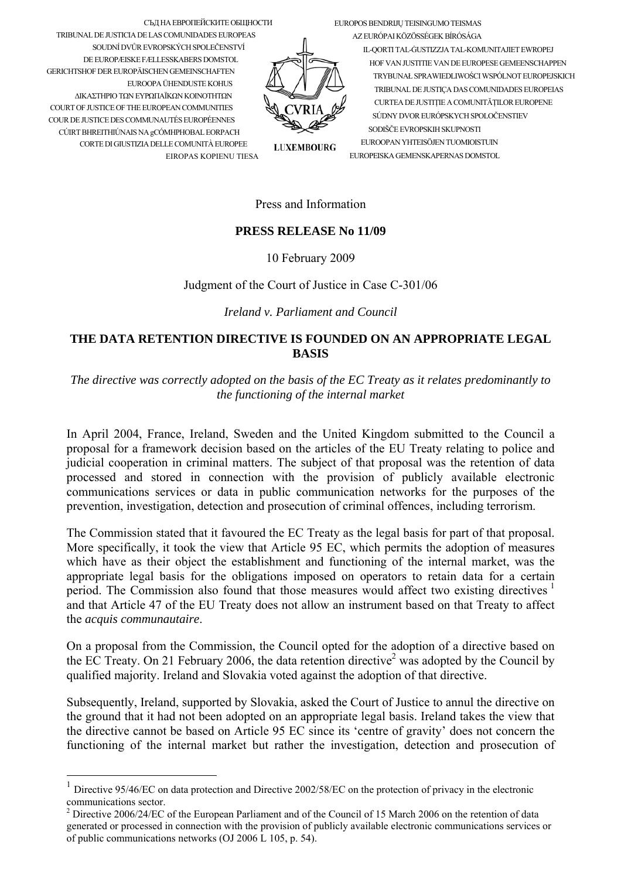СЪД НА ЕВРОПЕЙСКИТЕ ОБЩНОСТИ
TRIBUNAL DE JUSTICIA DE LAS COMUNIDADES EUROPEAS
SOUDNÍ DVŮR EVROPSKÝCH SPOLEČENSTVÍ
DE EUROPÆISKE FÆLLESSKABERS DOMSTOL
GERICHTSHOF DER EUROPÄISCHEN GEMEINSCHAFTEN
EUROOPA ÜHENDUSTE KOHUS
ΔΙΚΑΣΤΗΡΙΟ ΤΩΝ ΕΥΡΩΠΑΪΚΩΝ ΚΟΙΝΟΤΗΤΩΝ
COURT OF JUSTICE OF THE EUROPEAN COMMUNITIES
COUR DE JUSTICE DES COMMUNAUTÉS EUROPÉENNES
CÚIRT BHREITHIÚNAIS NA gCÓMHPHOBAL EORPACH
CORTE DI GIUSTIZIA DELLE COMUNITÀ EUROPEE
EIROPAS KOPIENU TIESA

CVRIA
LUXEMBOURG

EUROPOS BENDRIJŲ TEISINGUMO TEISMAS
AZ EURÓPAI KÖZÖSSÉGEK BÍRÓSÁGA
IL-QORTI TAL-ĠUSTIZZJA TAL-KOMUNITAJIET EWROPEJ
HOF VAN JUSTITIE VAN DE EUROPESE GEMEENSCHAPPEN
TRYBUNAŁ SPRAWIEDLIWOŚCI WSPÓLNOT EUROPEJSKICH
TRIBUNAL DE JUSTIÇA DAS COMUNIDADES EUROPEIAS
CURTEA DE JUSTIȚIE A COMUNITĂȚILOR EUROPENE
SÚDNY DVOR EURÓPSKYCH SPOLOČENSTIEV
SODIŠČE EVROPSKIH SKUPNOSTI
EUROOPAN YHTEISÖJEN TUOMIOISTUIN
EUROPEISKA GEMENSKAPERNAS DOMSTOL

Press and Information

**PRESS RELEASE No 11/09**

10 February 2009

Judgment of the Court of Justice in Case C-301/06

*Ireland v. Parliament and Council*

## THE DATA RETENTION DIRECTIVE IS FOUNDED ON AN APPROPRIATE LEGAL BASIS

*The directive was correctly adopted on the basis of the EC Treaty as it relates predominantly to the functioning of the internal market*

In April 2004, France, Ireland, Sweden and the United Kingdom submitted to the Council a proposal for a framework decision based on the articles of the EU Treaty relating to police and judicial cooperation in criminal matters. The subject of that proposal was the retention of data processed and stored in connection with the provision of publicly available electronic communications services or data in public communication networks for the purposes of the prevention, investigation, detection and prosecution of criminal offences, including terrorism.

The Commission stated that it favoured the EC Treaty as the legal basis for part of that proposal. More specifically, it took the view that Article 95 EC, which permits the adoption of measures which have as their object the establishment and functioning of the internal market, was the appropriate legal basis for the obligations imposed on operators to retain data for a certain period. The Commission also found that those measures would affect two existing directives [1] and that Article 47 of the EU Treaty does not allow an instrument based on that Treaty to affect the *acquis communautaire*.

On a proposal from the Commission, the Council opted for the adoption of a directive based on the EC Treaty. On 21 February 2006, the data retention directive[2] was adopted by the Council by qualified majority. Ireland and Slovakia voted against the adoption of that directive.

Subsequently, Ireland, supported by Slovakia, asked the Court of Justice to annul the directive on the ground that it had not been adopted on an appropriate legal basis. Ireland takes the view that the directive cannot be based on Article 95 EC since its 'centre of gravity' does not concern the functioning of the internal market but rather the investigation, detection and prosecution of

---

[1] Directive 95/46/EC on data protection and Directive 2002/58/EC on the protection of privacy in the electronic communications sector.

[2] Directive 2006/24/EC of the European Parliament and of the Council of 15 March 2006 on the retention of data generated or processed in connection with the provision of publicly available electronic communications services or of public communications networks (OJ 2006 L 105, p. 54).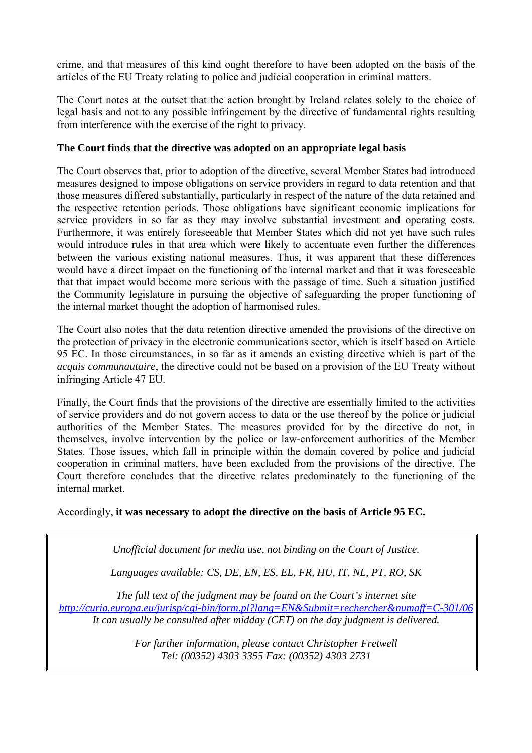crime, and that measures of this kind ought therefore to have been adopted on the basis of the articles of the EU Treaty relating to police and judicial cooperation in criminal matters.

The Court notes at the outset that the action brought by Ireland relates solely to the choice of legal basis and not to any possible infringement by the directive of fundamental rights resulting from interference with the exercise of the right to privacy.

**The Court finds that the directive was adopted on an appropriate legal basis**

The Court observes that, prior to adoption of the directive, several Member States had introduced measures designed to impose obligations on service providers in regard to data retention and that those measures differed substantially, particularly in respect of the nature of the data retained and the respective retention periods. Those obligations have significant economic implications for service providers in so far as they may involve substantial investment and operating costs. Furthermore, it was entirely foreseeable that Member States which did not yet have such rules would introduce rules in that area which were likely to accentuate even further the differences between the various existing national measures. Thus, it was apparent that these differences would have a direct impact on the functioning of the internal market and that it was foreseeable that that impact would become more serious with the passage of time. Such a situation justified the Community legislature in pursuing the objective of safeguarding the proper functioning of the internal market thought the adoption of harmonised rules.

The Court also notes that the data retention directive amended the provisions of the directive on the protection of privacy in the electronic communications sector, which is itself based on Article 95 EC. In those circumstances, in so far as it amends an existing directive which is part of the *acquis communautaire*, the directive could not be based on a provision of the EU Treaty without infringing Article 47 EU.

Finally, the Court finds that the provisions of the directive are essentially limited to the activities of service providers and do not govern access to data or the use thereof by the police or judicial authorities of the Member States. The measures provided for by the directive do not, in themselves, involve intervention by the police or law-enforcement authorities of the Member States. Those issues, which fall in principle within the domain covered by police and judicial cooperation in criminal matters, have been excluded from the provisions of the directive. The Court therefore concludes that the directive relates predominately to the functioning of the internal market.

Accordingly, **it was necessary to adopt the directive on the basis of Article 95 EC.**

*Unofficial document for media use, not binding on the Court of Justice.*

*Languages available: CS, DE, EN, ES, EL, FR, HU, IT, NL, PT, RO, SK*

*The full text of the judgment may be found on the Court's internet site*
*http://curia.europa.eu/jurisp/cgi-bin/form.pl?lang=EN&Submit=rechercher&numaff=C-301/06*
*It can usually be consulted after midday (CET) on the day judgment is delivered.*

*For further information, please contact Christopher Fretwell*
*Tel: (00352) 4303 3355 Fax: (00352) 4303 2731*